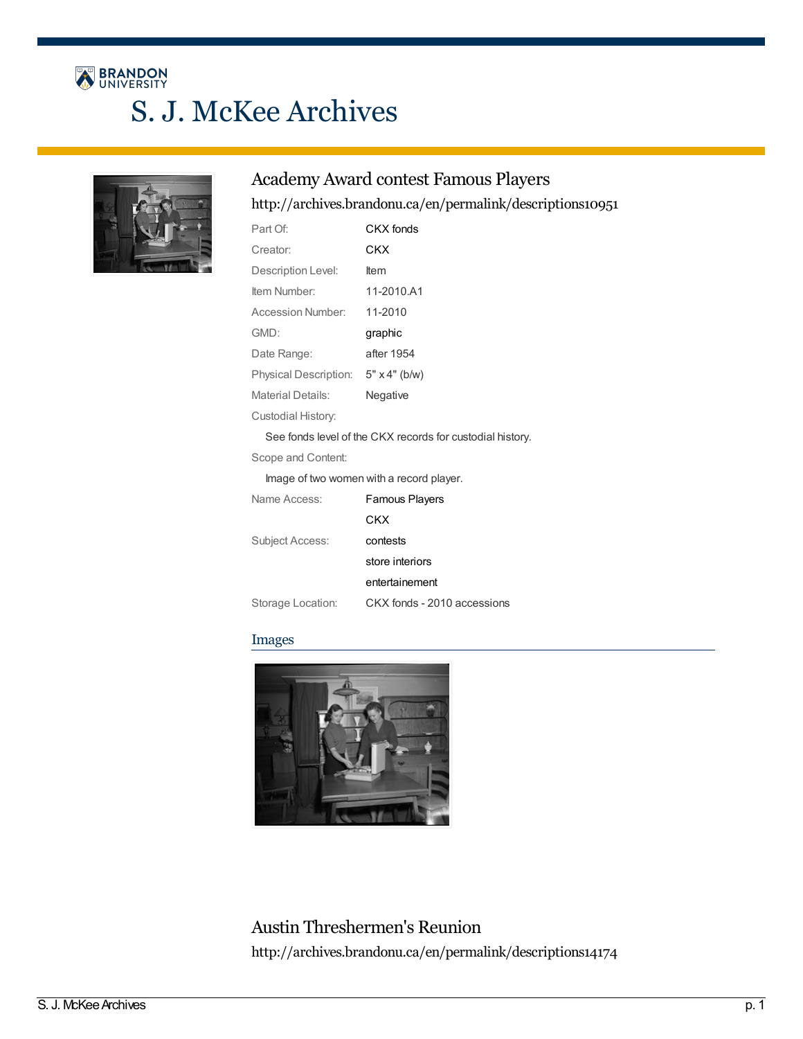# Academy Award contest Famous Players

http://archives.brandonu.ca/en/permalink/descriptions10951

| | |
|---|---|
| Part Of: | CKX fonds |
| Creator: | CKX |
| Description Level: | Item |
| Item Number: | 11-2010.A1 |
| Accession Number: | 11-2010 |
| GMD: | graphic |
| Date Range: | after 1954 |
| Physical Description: | 5" x 4" (b/w) |
| Material Details: | Negative |

Custodial History:

See fonds level of the CKX records for custodial history.

Scope and Content:

Image of two women with a record player.

| | |
|---|---|
| Name Access: | Famous Players |
| | CKX |
| Subject Access: | contests |
| | store interiors |
| | entertainement |
| Storage Location: | CKX fonds - 2010 accessions |

## Images

# Austin Threshermen's Reunion

http://archives.brandonu.ca/en/permalink/descriptions14174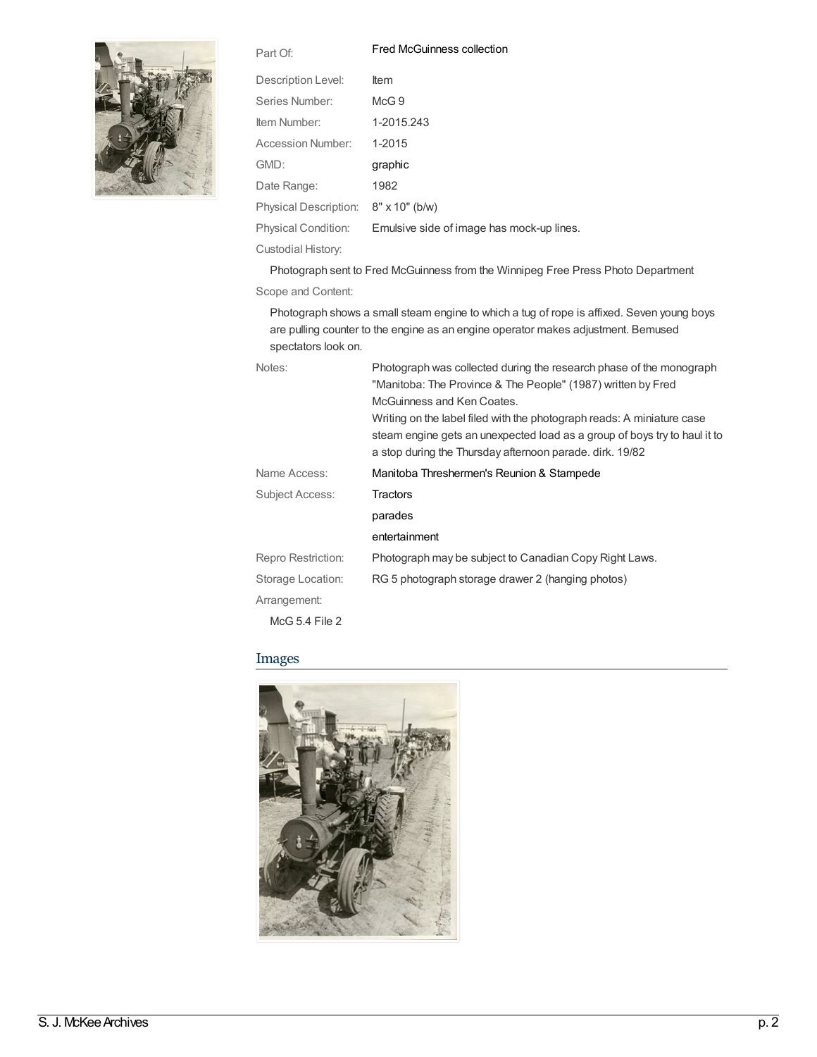| | |
|---|---|
| Part Of: | Fred McGuinness collection |
| Description Level: | Item |
| Series Number: | McG 9 |
| Item Number: | 1-2015.243 |
| Accession Number: | 1-2015 |
| GMD: | graphic |
| Date Range: | 1982 |
| Physical Description: | 8" x 10" (b/w) |
| Physical Condition: | Emulsive side of image has mock-up lines. |

Custodial History:

Photograph sent to Fred McGuinness from the Winnipeg Free Press Photo Department

Scope and Content:

Photograph shows a small steam engine to which a tug of rope is affixed. Seven young boys are pulling counter to the engine as an engine operator makes adjustment. Bemused spectators look on.

| | |
|---|---|
| Notes: | Photograph was collected during the research phase of the monograph "Manitoba: The Province & The People" (1987) written by Fred McGuinness and Ken Coates.<br>Writing on the label filed with the photograph reads: A miniature case steam engine gets an unexpected load as a group of boys try to haul it to a stop during the Thursday afternoon parade. dirk. 19/82 |
| Name Access: | Manitoba Threshermen's Reunion & Stampede |
| Subject Access: | Tractors<br>parades<br>entertainment |
| Repro Restriction: | Photograph may be subject to Canadian Copy Right Laws. |
| Storage Location: | RG 5 photograph storage drawer 2 (hanging photos) |

Arrangement:

McG 5.4 File 2

## Images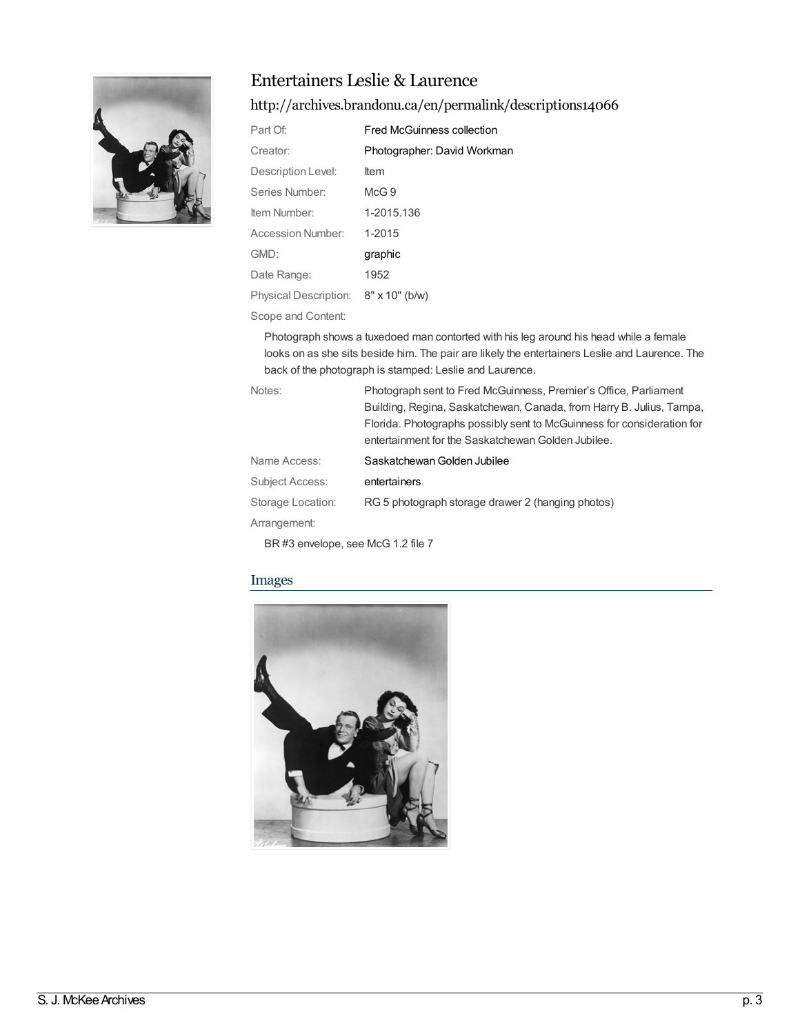# Entertainers Leslie & Laurence

## http://archives.brandonu.ca/en/permalink/descriptions14066

| | |
|---|---|
| Part Of: | Fred McGuinness collection |
| Creator: | Photographer: David Workman |
| Description Level: | Item |
| Series Number: | McG 9 |
| Item Number: | 1-2015.136 |
| Accession Number: | 1-2015 |
| GMD: | graphic |
| Date Range: | 1952 |
| Physical Description: | 8" x 10" (b/w) |

Scope and Content:

Photograph shows a tuxedoed man contorted with his leg around his head while a female looks on as she sits beside him. The pair are likely the entertainers Leslie and Laurence. The back of the photograph is stamped: Leslie and Laurence.

| | |
|---|---|
| Notes: | Photograph sent to Fred McGuinness, Premier's Office, Parliament Building, Regina, Saskatchewan, Canada, from Harry B. Julius, Tampa, Florida. Photographs possibly sent to McGuinness for consideration for entertainment for the Saskatchewan Golden Jubilee. |
| Name Access: | Saskatchewan Golden Jubilee |
| Subject Access: | entertainers |
| Storage Location: | RG 5 photograph storage drawer 2 (hanging photos) |

Arrangement:

BR #3 envelope, see McG 1.2 file 7

## Images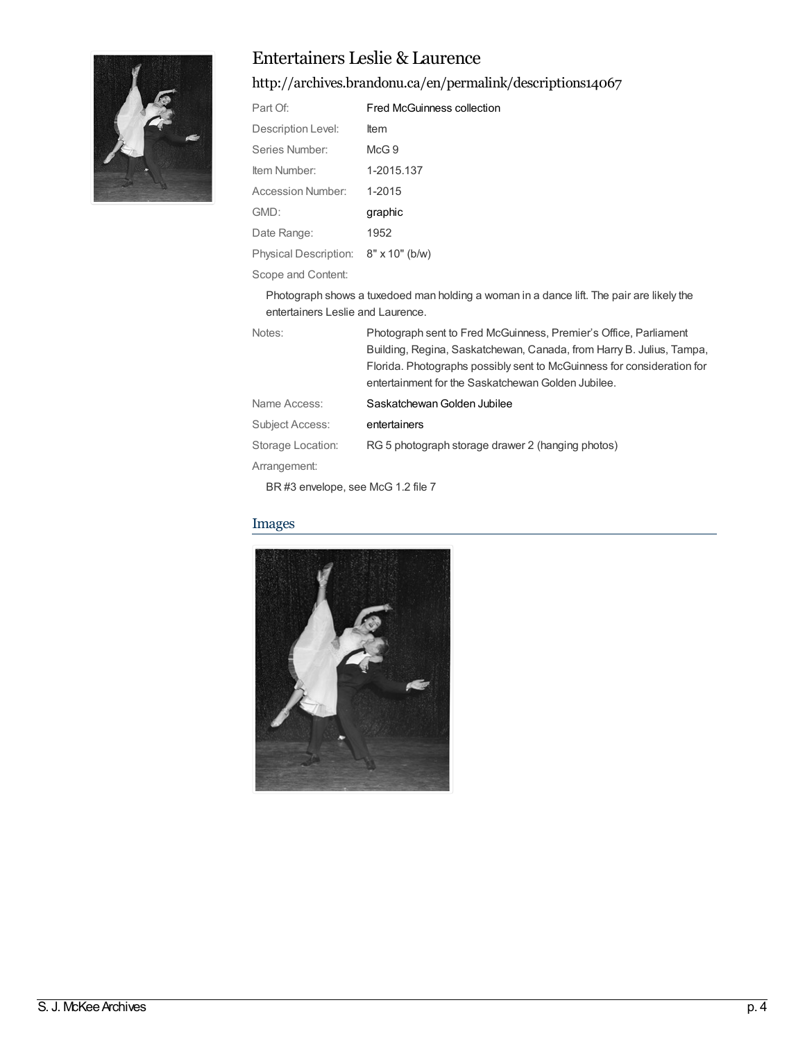# Entertainers Leslie & Laurence

## http://archives.brandonu.ca/en/permalink/descriptions14067

| | |
|---|---|
| Part Of: | Fred McGuinness collection |
| Description Level: | Item |
| Series Number: | McG 9 |
| Item Number: | 1-2015.137 |
| Accession Number: | 1-2015 |
| GMD: | graphic |
| Date Range: | 1952 |
| Physical Description: | 8" x 10" (b/w) |

Scope and Content:

Photograph shows a tuxedoed man holding a woman in a dance lift. The pair are likely the entertainers Leslie and Laurence.

| | |
|---|---|
| Notes: | Photograph sent to Fred McGuinness, Premier's Office, Parliament Building, Regina, Saskatchewan, Canada, from Harry B. Julius, Tampa, Florida. Photographs possibly sent to McGuinness for consideration for entertainment for the Saskatchewan Golden Jubilee. |
| Name Access: | Saskatchewan Golden Jubilee |
| Subject Access: | entertainers |
| Storage Location: | RG 5 photograph storage drawer 2 (hanging photos) |

Arrangement:

BR #3 envelope, see McG 1.2 file 7

## Images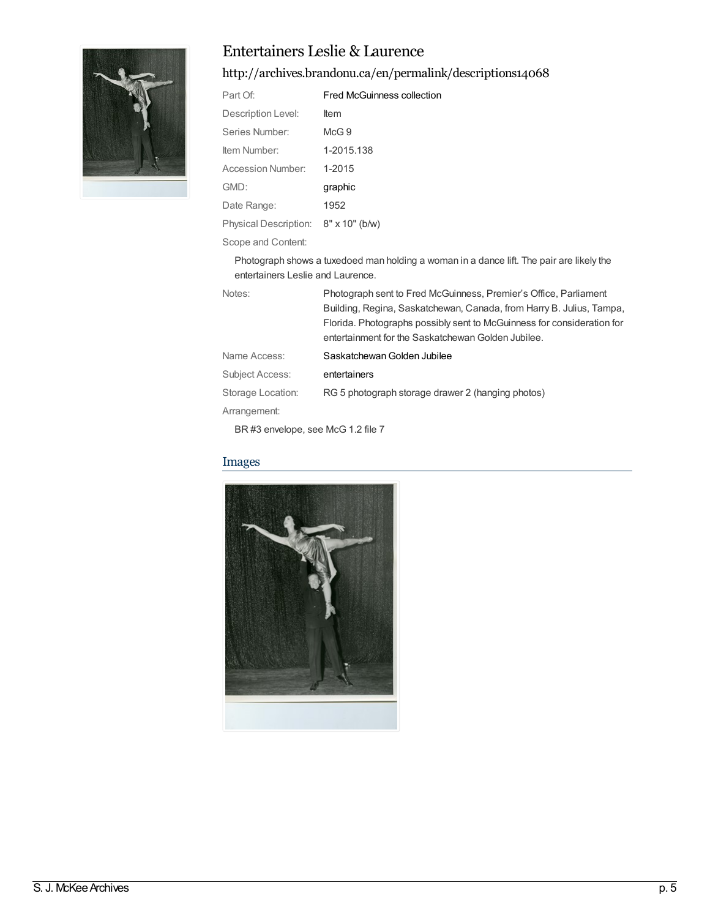# Entertainers Leslie & Laurence

http://archives.brandonu.ca/en/permalink/descriptions14068

| | |
|---|---|
| Part Of: | Fred McGuinness collection |
| Description Level: | Item |
| Series Number: | McG 9 |
| Item Number: | 1-2015.138 |
| Accession Number: | 1-2015 |
| GMD: | graphic |
| Date Range: | 1952 |
| Physical Description: | 8" x 10" (b/w) |

Scope and Content:

Photograph shows a tuxedoed man holding a woman in a dance lift. The pair are likely the entertainers Leslie and Laurence.

| | |
|---|---|
| Notes: | Photograph sent to Fred McGuinness, Premier's Office, Parliament Building, Regina, Saskatchewan, Canada, from Harry B. Julius, Tampa, Florida. Photographs possibly sent to McGuinness for consideration for entertainment for the Saskatchewan Golden Jubilee. |
| Name Access: | Saskatchewan Golden Jubilee |
| Subject Access: | entertainers |
| Storage Location: | RG 5 photograph storage drawer 2 (hanging photos) |

Arrangement:

BR #3 envelope, see McG 1.2 file 7

## Images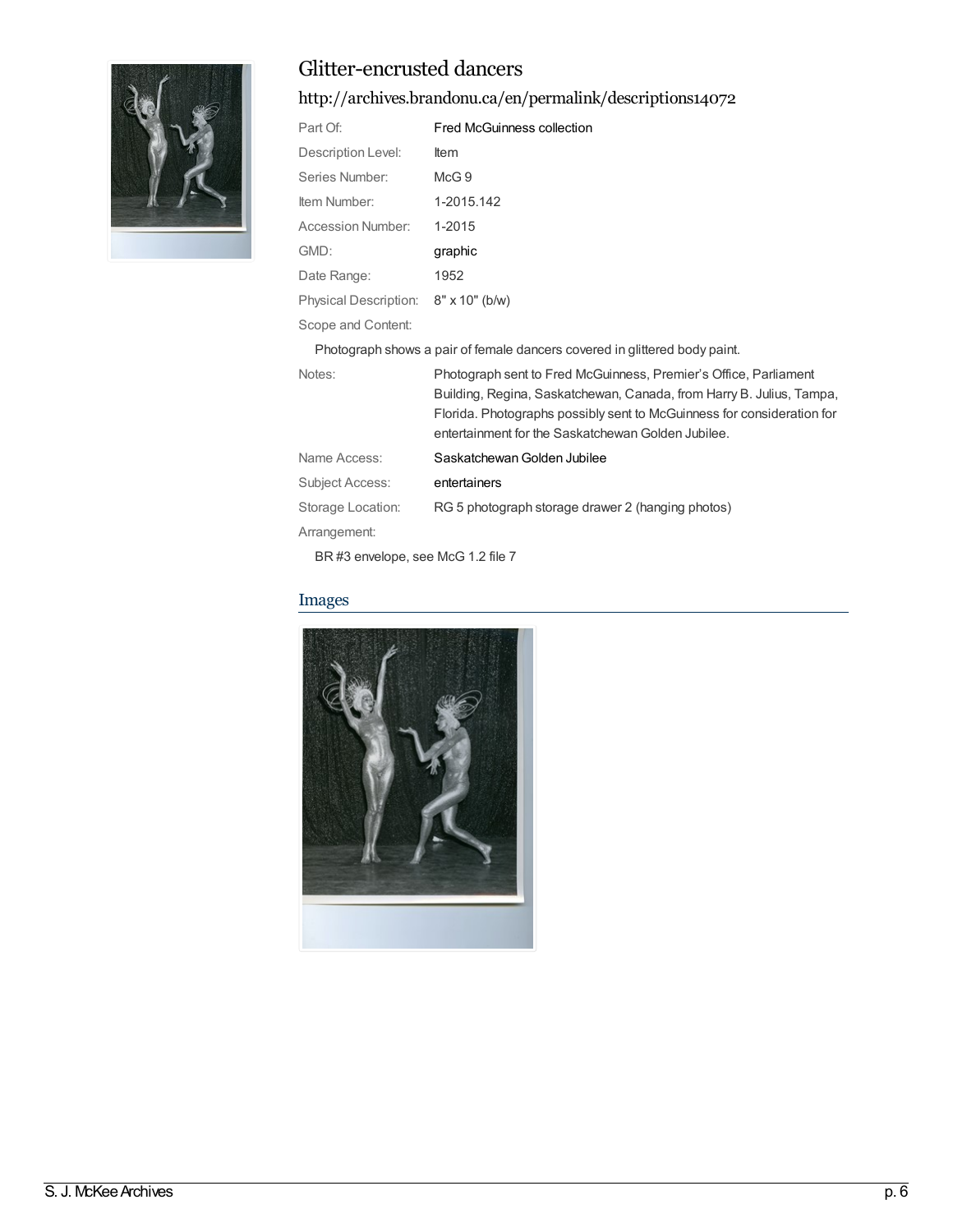# Glitter-encrusted dancers

http://archives.brandonu.ca/en/permalink/descriptions14072

| | |
|---|---|
| Part Of: | Fred McGuinness collection |
| Description Level: | Item |
| Series Number: | McG 9 |
| Item Number: | 1-2015.142 |
| Accession Number: | 1-2015 |
| GMD: | graphic |
| Date Range: | 1952 |
| Physical Description: | 8" x 10" (b/w) |

Scope and Content:

Photograph shows a pair of female dancers covered in glittered body paint.

| | |
|---|---|
| Notes: | Photograph sent to Fred McGuinness, Premier's Office, Parliament Building, Regina, Saskatchewan, Canada, from Harry B. Julius, Tampa, Florida. Photographs possibly sent to McGuinness for consideration for entertainment for the Saskatchewan Golden Jubilee. |
| Name Access: | Saskatchewan Golden Jubilee |
| Subject Access: | entertainers |
| Storage Location: | RG 5 photograph storage drawer 2 (hanging photos) |

Arrangement:

BR #3 envelope, see McG 1.2 file 7

## Images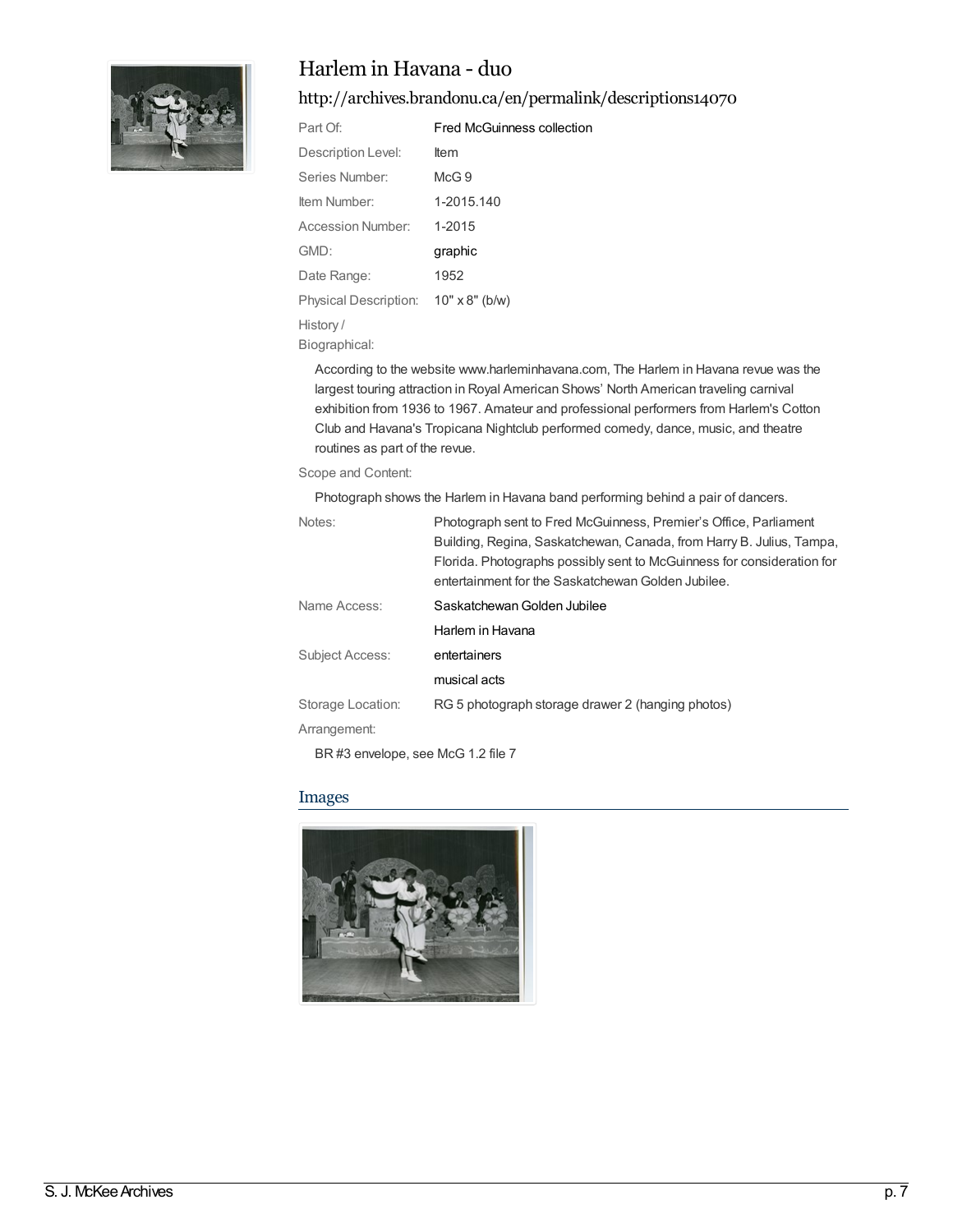# Harlem in Havana - duo

## http://archives.brandonu.ca/en/permalink/descriptions14070

| | |
|---|---|
| Part Of: | Fred McGuinness collection |
| Description Level: | Item |
| Series Number: | McG 9 |
| Item Number: | 1-2015.140 |
| Accession Number: | 1-2015 |
| GMD: | graphic |
| Date Range: | 1952 |
| Physical Description: | 10" x 8" (b/w) |

History / Biographical:

According to the website www.harleminhavana.com, The Harlem in Havana revue was the largest touring attraction in Royal American Shows' North American traveling carnival exhibition from 1936 to 1967. Amateur and professional performers from Harlem's Cotton Club and Havana's Tropicana Nightclub performed comedy, dance, music, and theatre routines as part of the revue.

Scope and Content:

Photograph shows the Harlem in Havana band performing behind a pair of dancers.

| | |
|---|---|
| Notes: | Photograph sent to Fred McGuinness, Premier's Office, Parliament Building, Regina, Saskatchewan, Canada, from Harry B. Julius, Tampa, Florida. Photographs possibly sent to McGuinness for consideration for entertainment for the Saskatchewan Golden Jubilee. |
| Name Access: | Saskatchewan Golden Jubilee |
| | Harlem in Havana |
| Subject Access: | entertainers |
| | musical acts |
| Storage Location: | RG 5 photograph storage drawer 2 (hanging photos) |

Arrangement:

BR #3 envelope, see McG 1.2 file 7

## Images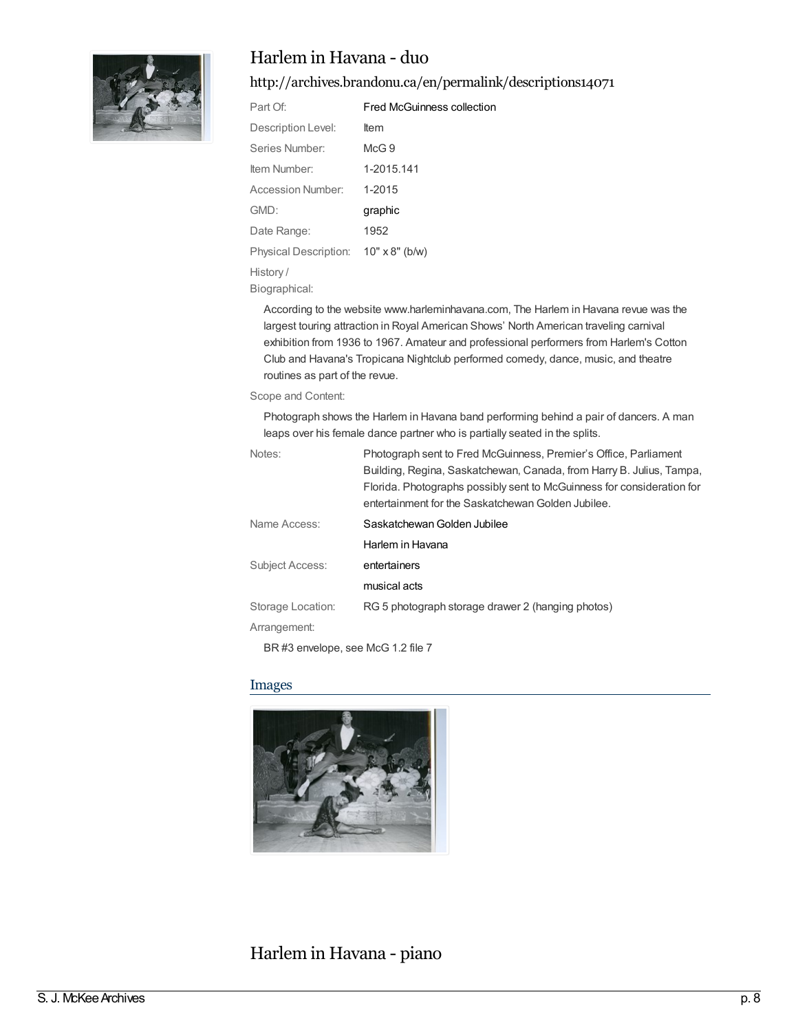## Harlem in Havana - duo

http://archives.brandonu.ca/en/permalink/descriptions14071

| | |
|---|---|
| Part Of: | Fred McGuinness collection |
| Description Level: | Item |
| Series Number: | McG 9 |
| Item Number: | 1-2015.141 |
| Accession Number: | 1-2015 |
| GMD: | graphic |
| Date Range: | 1952 |
| Physical Description: | 10" x 8" (b/w) |

History / Biographical:

According to the website www.harleminhavana.com, The Harlem in Havana revue was the largest touring attraction in Royal American Shows' North American traveling carnival exhibition from 1936 to 1967. Amateur and professional performers from Harlem's Cotton Club and Havana's Tropicana Nightclub performed comedy, dance, music, and theatre routines as part of the revue.

Scope and Content:

Photograph shows the Harlem in Havana band performing behind a pair of dancers. A man leaps over his female dance partner who is partially seated in the splits.

| | |
|---|---|
| Notes: | Photograph sent to Fred McGuinness, Premier's Office, Parliament Building, Regina, Saskatchewan, Canada, from Harry B. Julius, Tampa, Florida. Photographs possibly sent to McGuinness for consideration for entertainment for the Saskatchewan Golden Jubilee. |
| Name Access: | Saskatchewan Golden Jubilee |
| | Harlem in Havana |
| Subject Access: | entertainers |
| | musical acts |
| Storage Location: | RG 5 photograph storage drawer 2 (hanging photos) |

Arrangement:

BR #3 envelope, see McG 1.2 file 7

### Images

## Harlem in Havana - piano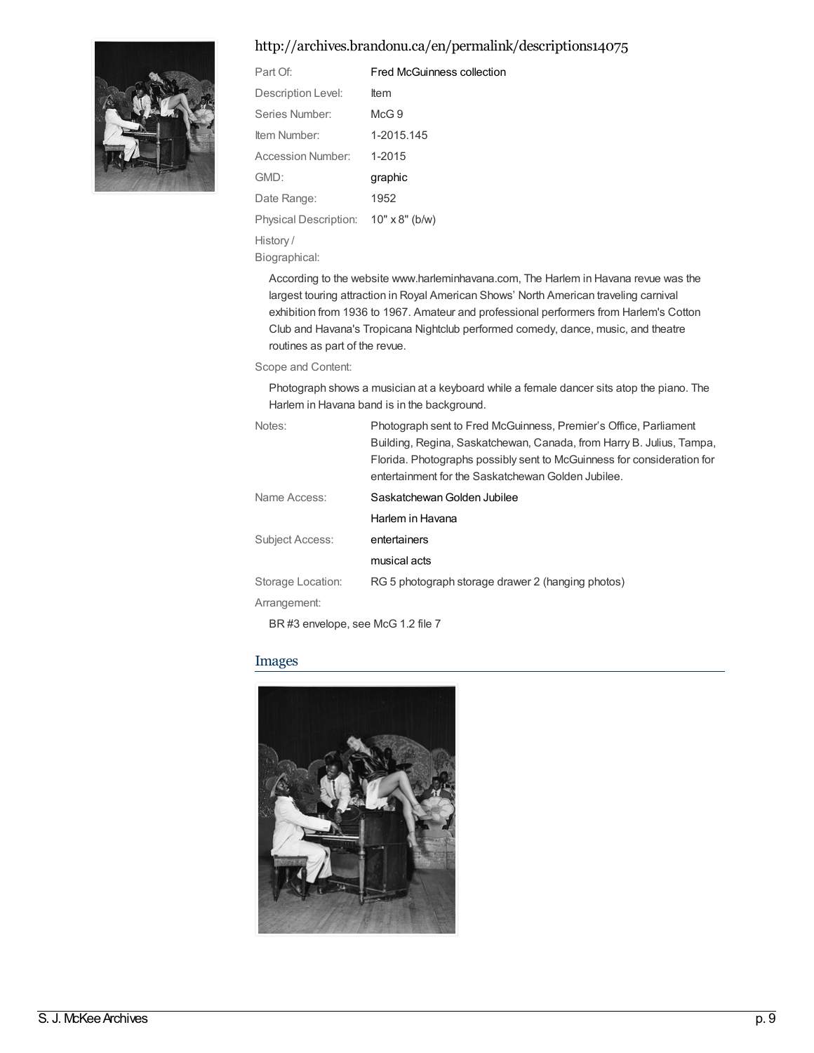http://archives.brandonu.ca/en/permalink/descriptions14075

| | |
|---|---|
| Part Of: | Fred McGuinness collection |
| Description Level: | Item |
| Series Number: | McG 9 |
| Item Number: | 1-2015.145 |
| Accession Number: | 1-2015 |
| GMD: | graphic |
| Date Range: | 1952 |
| Physical Description: | 10" x 8" (b/w) |

History / Biographical:

According to the website www.harleminhavana.com, The Harlem in Havana revue was the largest touring attraction in Royal American Shows' North American traveling carnival exhibition from 1936 to 1967. Amateur and professional performers from Harlem's Cotton Club and Havana's Tropicana Nightclub performed comedy, dance, music, and theatre routines as part of the revue.

Scope and Content:

Photograph shows a musician at a keyboard while a female dancer sits atop the piano. The Harlem in Havana band is in the background.

| | |
|---|---|
| Notes: | Photograph sent to Fred McGuinness, Premier's Office, Parliament Building, Regina, Saskatchewan, Canada, from Harry B. Julius, Tampa, Florida. Photographs possibly sent to McGuinness for consideration for entertainment for the Saskatchewan Golden Jubilee. |
| Name Access: | Saskatchewan Golden Jubilee |
| | Harlem in Havana |
| Subject Access: | entertainers |
| | musical acts |
| Storage Location: | RG 5 photograph storage drawer 2 (hanging photos) |

Arrangement:

BR #3 envelope, see McG 1.2 file 7

## Images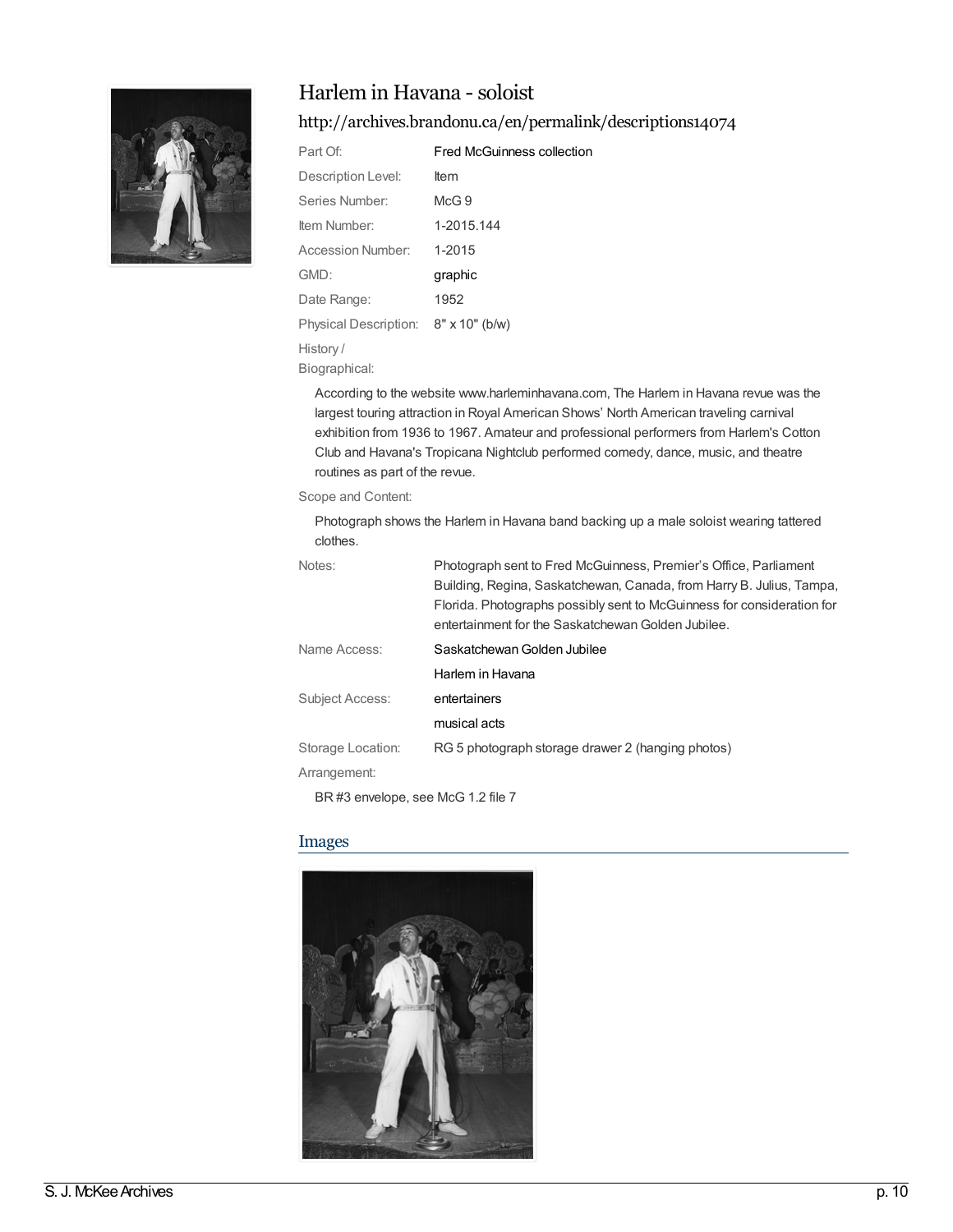# Harlem in Havana - soloist

http://archives.brandonu.ca/en/permalink/descriptions14074

| | |
|---|---|
| Part Of: | Fred McGuinness collection |
| Description Level: | Item |
| Series Number: | McG 9 |
| Item Number: | 1-2015.144 |
| Accession Number: | 1-2015 |
| GMD: | graphic |
| Date Range: | 1952 |
| Physical Description: | 8" x 10" (b/w) |

History / Biographical:

According to the website www.harleminhavana.com, The Harlem in Havana revue was the largest touring attraction in Royal American Shows' North American traveling carnival exhibition from 1936 to 1967. Amateur and professional performers from Harlem's Cotton Club and Havana's Tropicana Nightclub performed comedy, dance, music, and theatre routines as part of the revue.

Scope and Content:

Photograph shows the Harlem in Havana band backing up a male soloist wearing tattered clothes.

| | |
|---|---|
| Notes: | Photograph sent to Fred McGuinness, Premier's Office, Parliament Building, Regina, Saskatchewan, Canada, from Harry B. Julius, Tampa, Florida. Photographs possibly sent to McGuinness for consideration for entertainment for the Saskatchewan Golden Jubilee. |
| Name Access: | Saskatchewan Golden Jubilee |
| | Harlem in Havana |
| Subject Access: | entertainers |
| | musical acts |
| Storage Location: | RG 5 photograph storage drawer 2 (hanging photos) |

Arrangement:

BR #3 envelope, see McG 1.2 file 7

## Images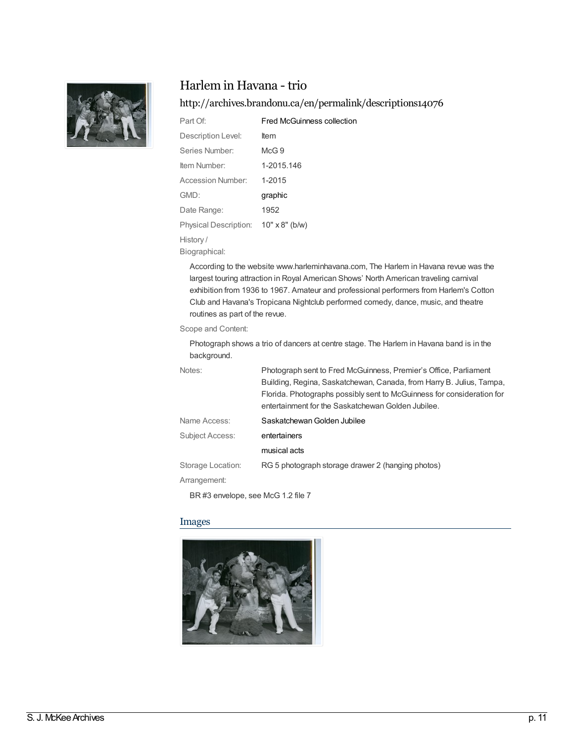# Harlem in Havana - trio

http://archives.brandonu.ca/en/permalink/descriptions14076

| | |
|---|---|
| Part Of: | Fred McGuinness collection |
| Description Level: | Item |
| Series Number: | McG 9 |
| Item Number: | 1-2015.146 |
| Accession Number: | 1-2015 |
| GMD: | graphic |
| Date Range: | 1952 |
| Physical Description: | 10" x 8" (b/w) |

History / Biographical:

According to the website www.harleminhavana.com, The Harlem in Havana revue was the largest touring attraction in Royal American Shows' North American traveling carnival exhibition from 1936 to 1967. Amateur and professional performers from Harlem's Cotton Club and Havana's Tropicana Nightclub performed comedy, dance, music, and theatre routines as part of the revue.

Scope and Content:

Photograph shows a trio of dancers at centre stage. The Harlem in Havana band is in the background.

| | |
|---|---|
| Notes: | Photograph sent to Fred McGuinness, Premier's Office, Parliament Building, Regina, Saskatchewan, Canada, from Harry B. Julius, Tampa, Florida. Photographs possibly sent to McGuinness for consideration for entertainment for the Saskatchewan Golden Jubilee. |
| Name Access: | Saskatchewan Golden Jubilee |
| Subject Access: | entertainers |
| | musical acts |
| Storage Location: | RG 5 photograph storage drawer 2 (hanging photos) |

Arrangement:

BR #3 envelope, see McG 1.2 file 7

## Images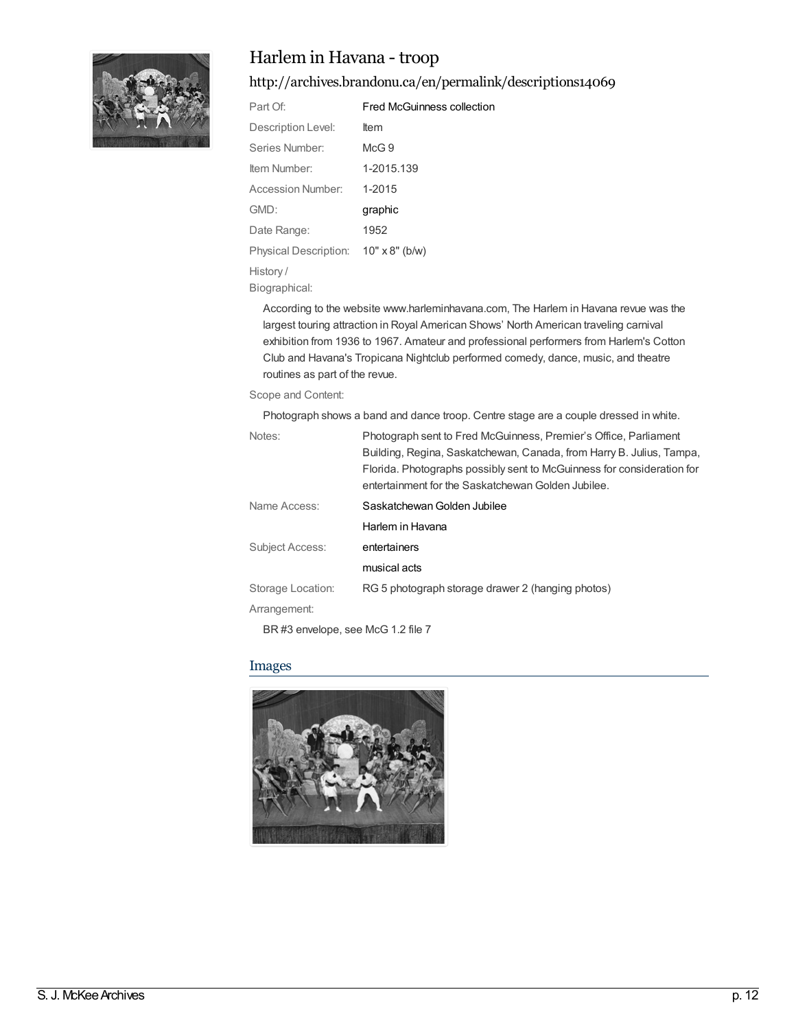# Harlem in Havana - troop

http://archives.brandonu.ca/en/permalink/descriptions14069

| | |
|---|---|
| Part Of: | Fred McGuinness collection |
| Description Level: | Item |
| Series Number: | McG 9 |
| Item Number: | 1-2015.139 |
| Accession Number: | 1-2015 |
| GMD: | graphic |
| Date Range: | 1952 |
| Physical Description: | 10" x 8" (b/w) |

History / Biographical:

According to the website www.harleminhavana.com, The Harlem in Havana revue was the largest touring attraction in Royal American Shows' North American traveling carnival exhibition from 1936 to 1967. Amateur and professional performers from Harlem's Cotton Club and Havana's Tropicana Nightclub performed comedy, dance, music, and theatre routines as part of the revue.

Scope and Content:

Photograph shows a band and dance troop. Centre stage are a couple dressed in white.

| | |
|---|---|
| Notes: | Photograph sent to Fred McGuinness, Premier's Office, Parliament Building, Regina, Saskatchewan, Canada, from Harry B. Julius, Tampa, Florida. Photographs possibly sent to McGuinness for consideration for entertainment for the Saskatchewan Golden Jubilee. |
| Name Access: | Saskatchewan Golden Jubilee |
| | Harlem in Havana |
| Subject Access: | entertainers |
| | musical acts |
| Storage Location: | RG 5 photograph storage drawer 2 (hanging photos) |

Arrangement:

BR #3 envelope, see McG 1.2 file 7

## Images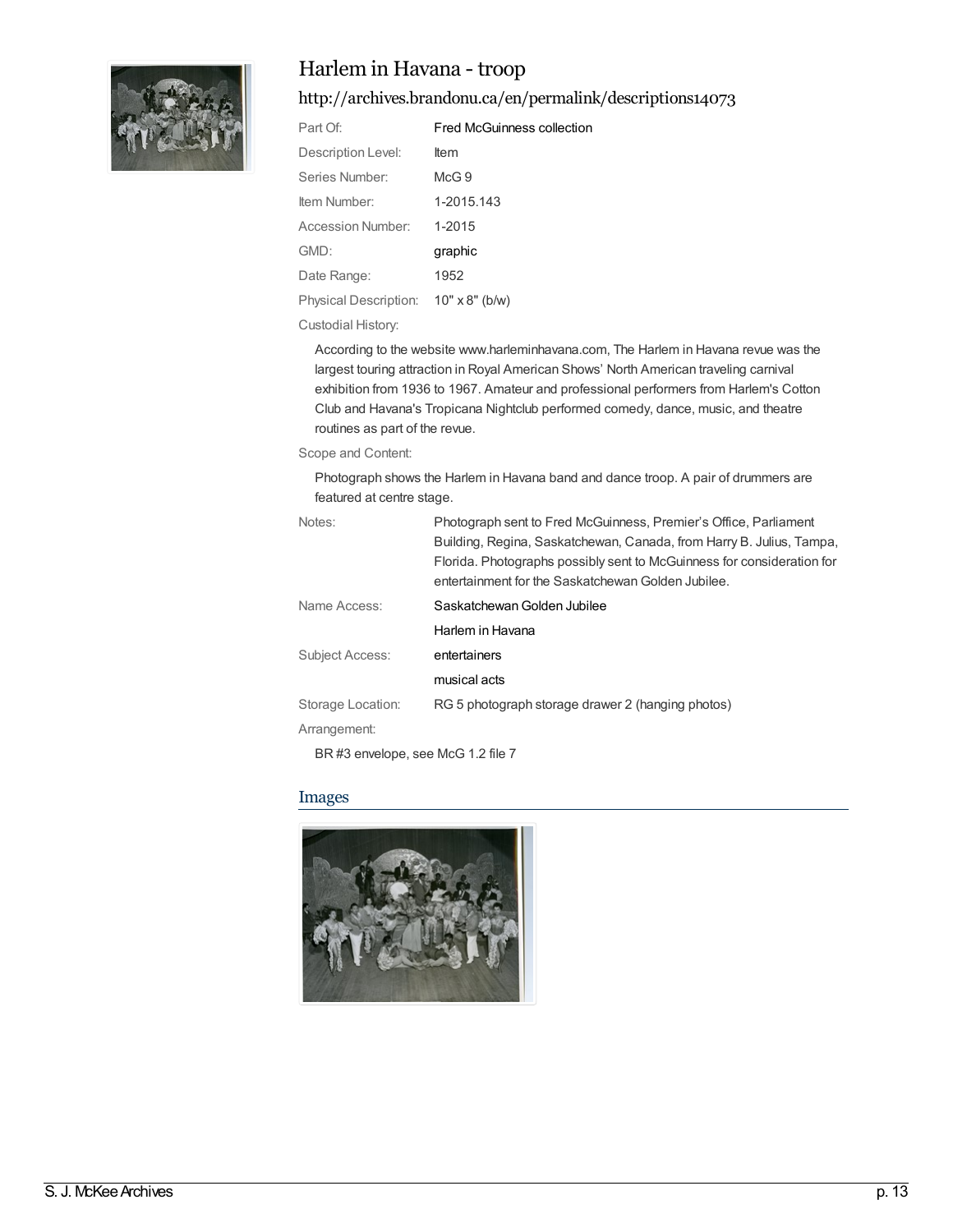# Harlem in Havana - troop

## http://archives.brandonu.ca/en/permalink/descriptions14073

| | |
|---|---|
| Part Of: | Fred McGuinness collection |
| Description Level: | Item |
| Series Number: | McG 9 |
| Item Number: | 1-2015.143 |
| Accession Number: | 1-2015 |
| GMD: | graphic |
| Date Range: | 1952 |
| Physical Description: | 10" x 8" (b/w) |

Custodial History:

According to the website www.harleminhavana.com, The Harlem in Havana revue was the largest touring attraction in Royal American Shows' North American traveling carnival exhibition from 1936 to 1967. Amateur and professional performers from Harlem's Cotton Club and Havana's Tropicana Nightclub performed comedy, dance, music, and theatre routines as part of the revue.

Scope and Content:

Photograph shows the Harlem in Havana band and dance troop. A pair of drummers are featured at centre stage.

| | |
|---|---|
| Notes: | Photograph sent to Fred McGuinness, Premier's Office, Parliament Building, Regina, Saskatchewan, Canada, from Harry B. Julius, Tampa, Florida. Photographs possibly sent to McGuinness for consideration for entertainment for the Saskatchewan Golden Jubilee. |
| Name Access: | Saskatchewan Golden Jubilee |
| | Harlem in Havana |
| Subject Access: | entertainers |
| | musical acts |
| Storage Location: | RG 5 photograph storage drawer 2 (hanging photos) |

Arrangement:

BR #3 envelope, see McG 1.2 file 7

## Images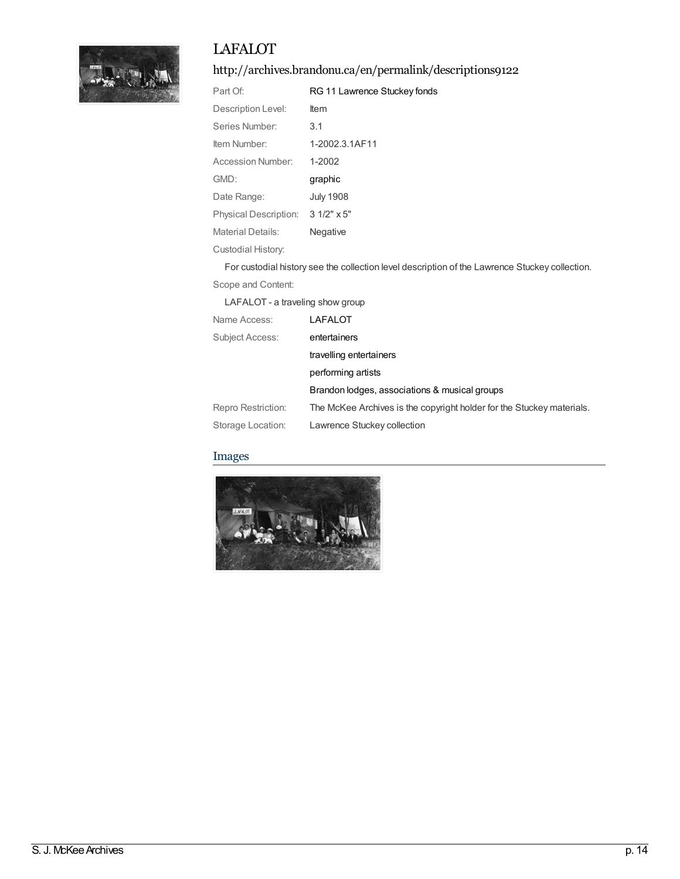# LAFALOT

## http://archives.brandonu.ca/en/permalink/descriptions9122

| | |
|---|---|
| Part Of: | RG 11 Lawrence Stuckey fonds |
| Description Level: | Item |
| Series Number: | 3.1 |
| Item Number: | 1-2002.3.1AF11 |
| Accession Number: | 1-2002 |
| GMD: | graphic |
| Date Range: | July 1908 |
| Physical Description: | 3 1/2" x 5" |
| Material Details: | Negative |

Custodial History:

For custodial history see the collection level description of the Lawrence Stuckey collection.

Scope and Content:

LAFALOT - a traveling show group

| | |
|---|---|
| Name Access: | LAFALOT |
| Subject Access: | entertainers |
| | travelling entertainers |
| | performing artists |
| | Brandon lodges, associations & musical groups |
| Repro Restriction: | The McKee Archives is the copyright holder for the Stuckey materials. |
| Storage Location: | Lawrence Stuckey collection |

## Images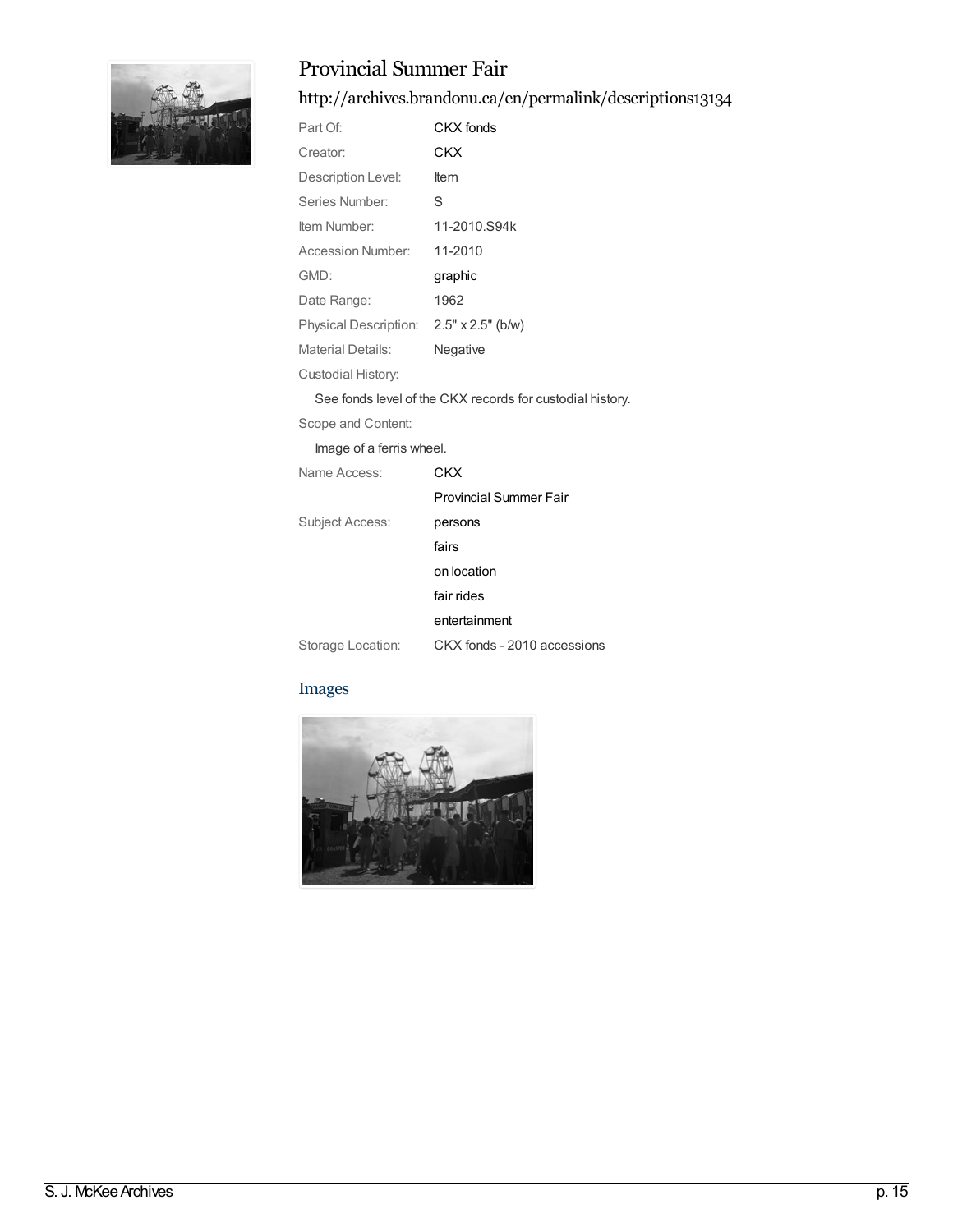# Provincial Summer Fair

## http://archives.brandonu.ca/en/permalink/descriptions13134

| | |
|---|---|
| Part Of: | CKX fonds |
| Creator: | CKX |
| Description Level: | Item |
| Series Number: | S |
| Item Number: | 11-2010.S94k |
| Accession Number: | 11-2010 |
| GMD: | graphic |
| Date Range: | 1962 |
| Physical Description: | 2.5" x 2.5" (b/w) |
| Material Details: | Negative |

Custodial History:

See fonds level of the CKX records for custodial history.

Scope and Content:

Image of a ferris wheel.

| | |
|---|---|
| Name Access: | CKX |
| | Provincial Summer Fair |
| Subject Access: | persons |
| | fairs |
| | on location |
| | fair rides |
| | entertainment |
| Storage Location: | CKX fonds - 2010 accessions |

## Images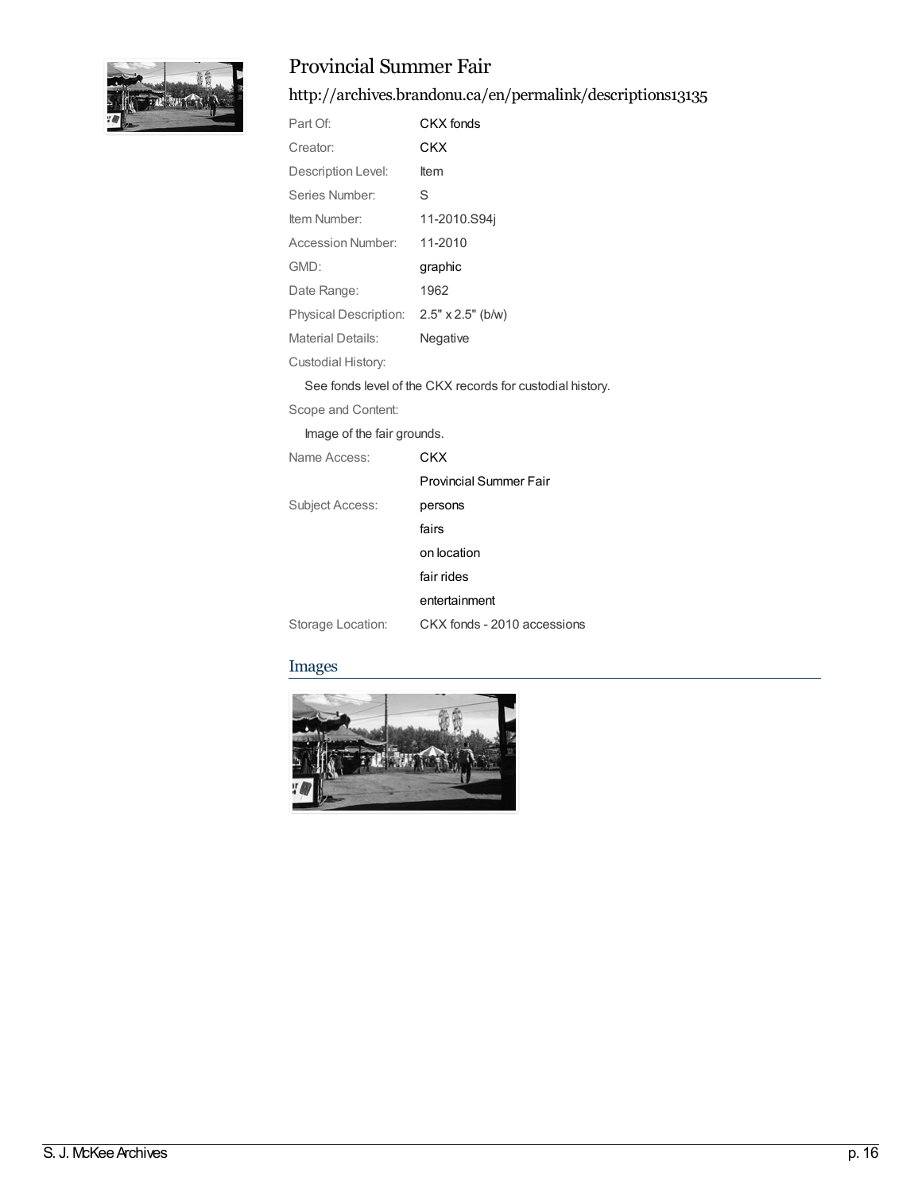# Provincial Summer Fair

http://archives.brandonu.ca/en/permalink/descriptions13135

| | |
|---|---|
| Part Of: | CKX fonds |
| Creator: | CKX |
| Description Level: | Item |
| Series Number: | S |
| Item Number: | 11-2010.S94j |
| Accession Number: | 11-2010 |
| GMD: | graphic |
| Date Range: | 1962 |
| Physical Description: | 2.5" x 2.5" (b/w) |
| Material Details: | Negative |

Custodial History:

See fonds level of the CKX records for custodial history.

Scope and Content:

Image of the fair grounds.

| | |
|---|---|
| Name Access: | CKX |
| | Provincial Summer Fair |
| Subject Access: | persons |
| | fairs |
| | on location |
| | fair rides |
| | entertainment |
| Storage Location: | CKX fonds - 2010 accessions |

## Images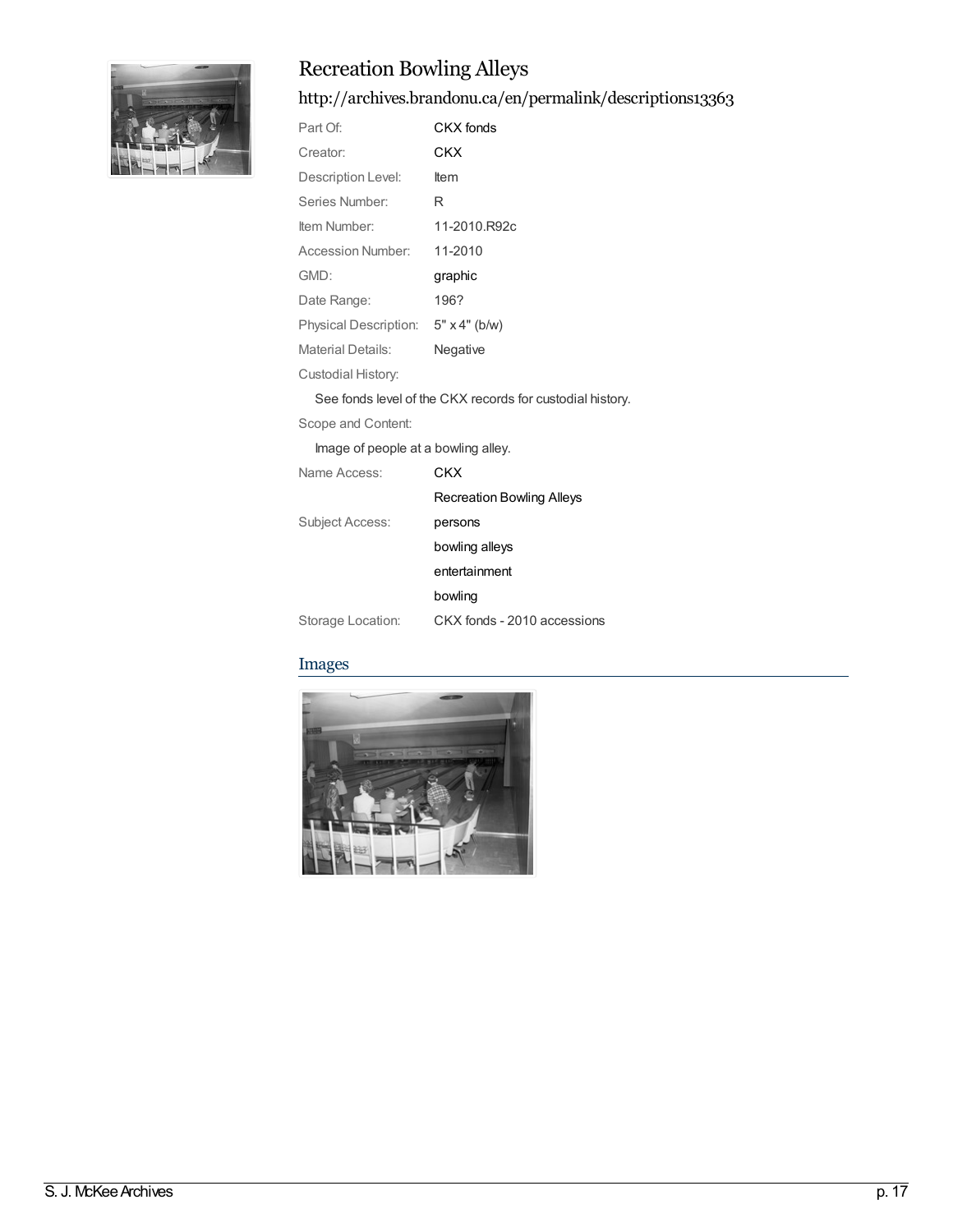## Recreation Bowling Alleys

### http://archives.brandonu.ca/en/permalink/descriptions13363

| | |
|---|---|
| Part Of: | CKX fonds |
| Creator: | CKX |
| Description Level: | Item |
| Series Number: | R |
| Item Number: | 11-2010.R92c |
| Accession Number: | 11-2010 |
| GMD: | graphic |
| Date Range: | 196? |
| Physical Description: | 5" x 4" (b/w) |
| Material Details: | Negative |

Custodial History:

See fonds level of the CKX records for custodial history.

Scope and Content:

Image of people at a bowling alley.

| | |
|---|---|
| Name Access: | CKX |
| | Recreation Bowling Alleys |
| Subject Access: | persons |
| | bowling alleys |
| | entertainment |
| | bowling |
| Storage Location: | CKX fonds - 2010 accessions |

### Images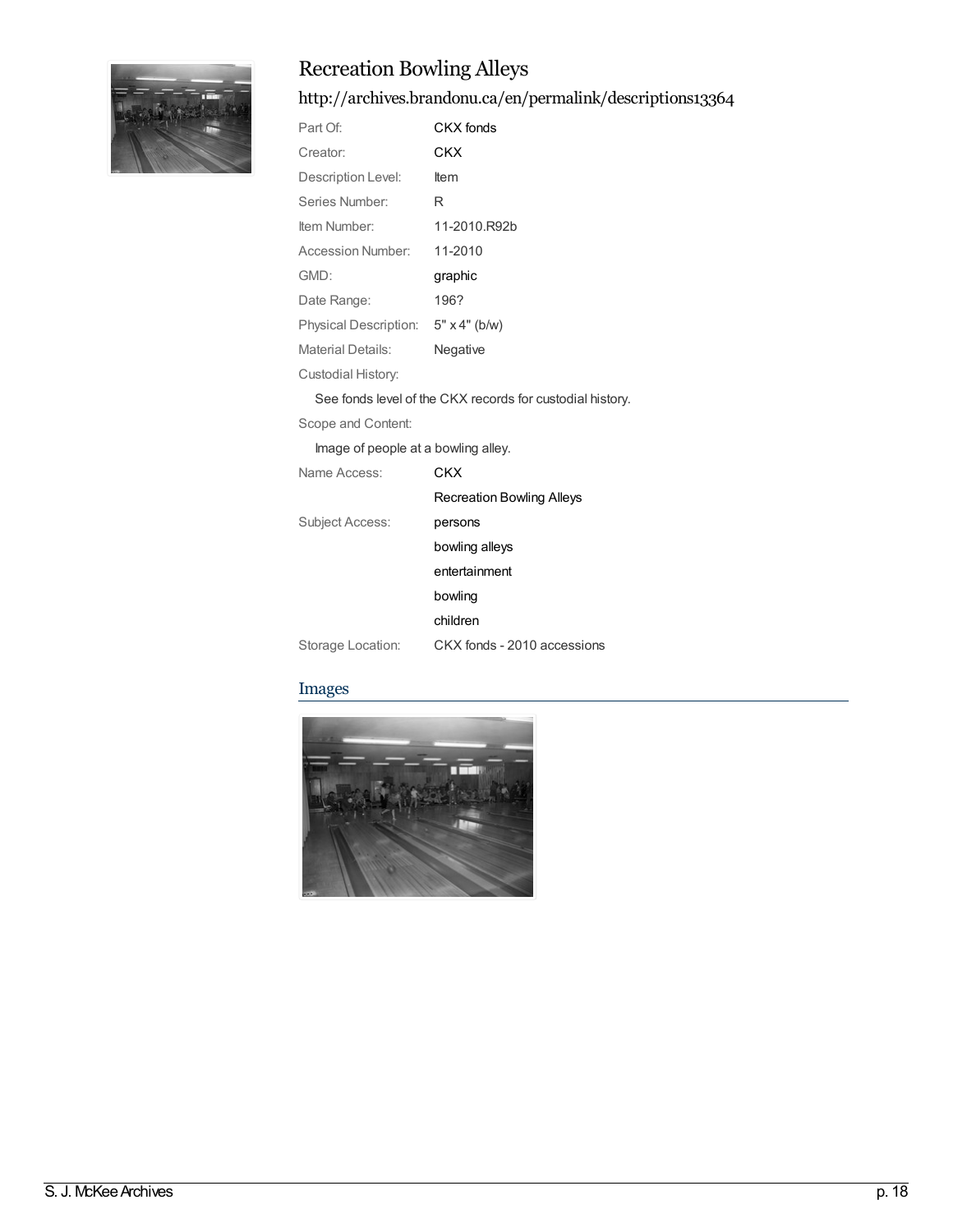# Recreation Bowling Alleys

http://archives.brandonu.ca/en/permalink/descriptions13364

| | |
|---|---|
| Part Of: | CKX fonds |
| Creator: | CKX |
| Description Level: | Item |
| Series Number: | R |
| Item Number: | 11-2010.R92b |
| Accession Number: | 11-2010 |
| GMD: | graphic |
| Date Range: | 196? |
| Physical Description: | 5" x 4" (b/w) |
| Material Details: | Negative |

Custodial History:

See fonds level of the CKX records for custodial history.

Scope and Content:

Image of people at a bowling alley.

| | |
|---|---|
| Name Access: | CKX |
| | Recreation Bowling Alleys |
| Subject Access: | persons |
| | bowling alleys |
| | entertainment |
| | bowling |
| | children |
| Storage Location: | CKX fonds - 2010 accessions |

## Images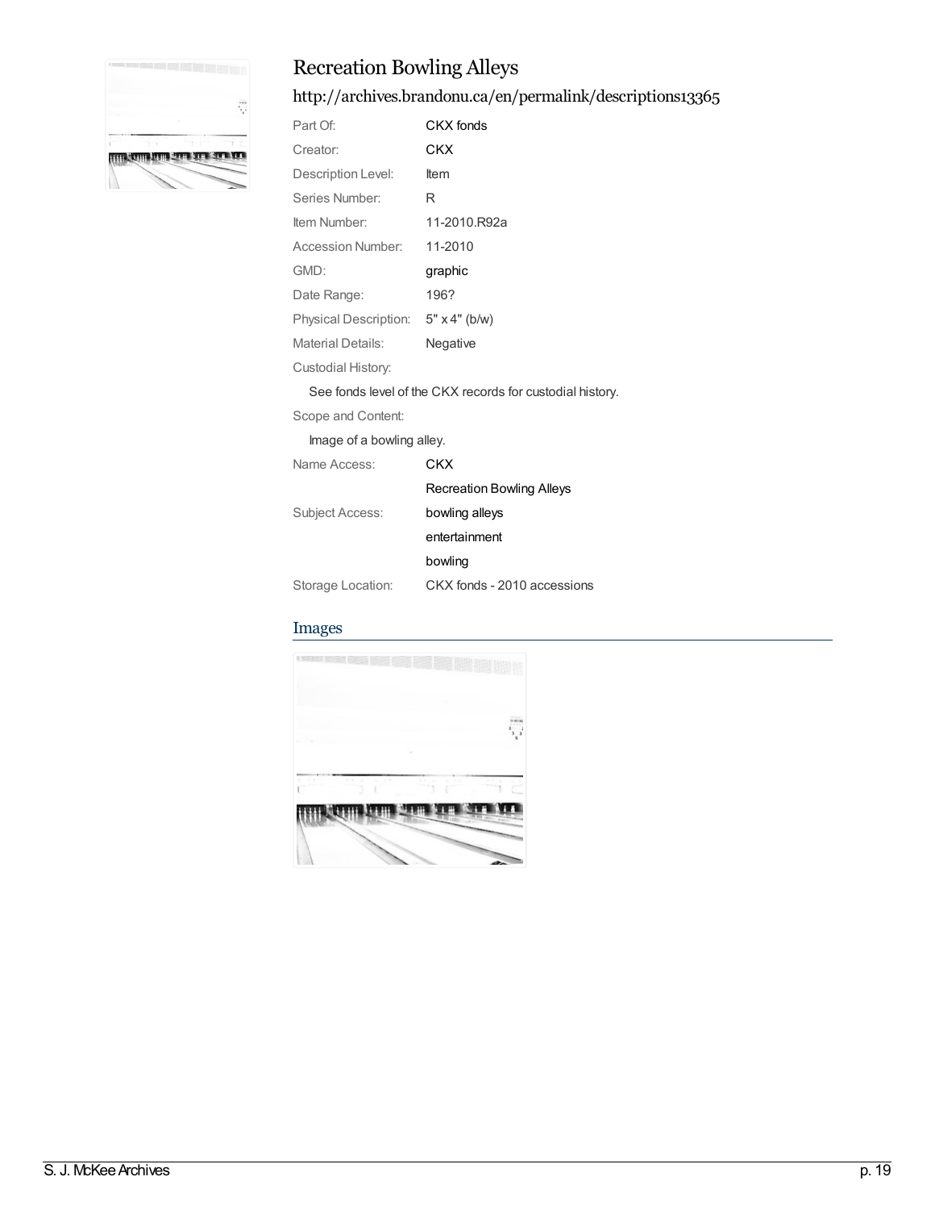## Recreation Bowling Alleys

http://archives.brandonu.ca/en/permalink/descriptions13365

| | |
|---|---|
| Part Of: | CKX fonds |
| Creator: | CKX |
| Description Level: | Item |
| Series Number: | R |
| Item Number: | 11-2010.R92a |
| Accession Number: | 11-2010 |
| GMD: | graphic |
| Date Range: | 196? |
| Physical Description: | 5" x 4" (b/w) |
| Material Details: | Negative |

Custodial History:

See fonds level of the CKX records for custodial history.

Scope and Content:

Image of a bowling alley.

| | |
|---|---|
| Name Access: | CKX |
| | Recreation Bowling Alleys |
| Subject Access: | bowling alleys |
| | entertainment |
| | bowling |
| Storage Location: | CKX fonds - 2010 accessions |

### Images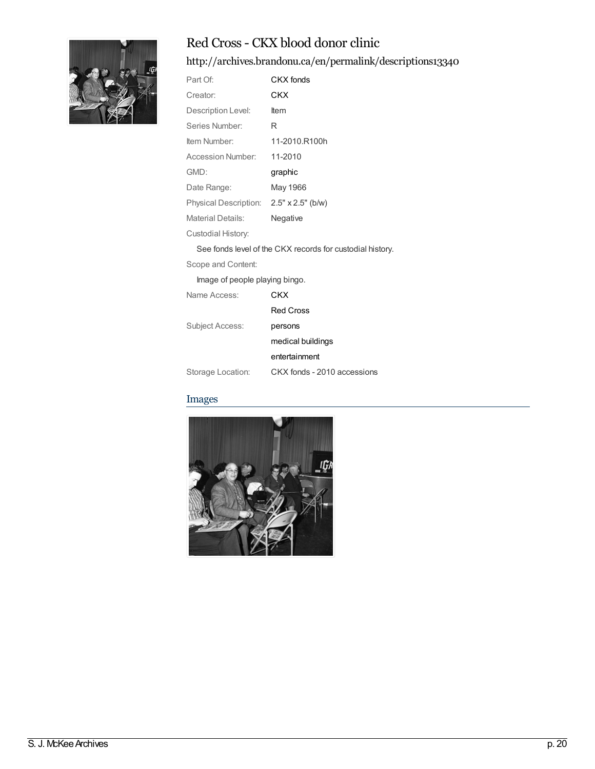## Red Cross - CKX blood donor clinic

http://archives.brandonu.ca/en/permalink/descriptions13340

| | |
|---|---|
| Part Of: | CKX fonds |
| Creator: | CKX |
| Description Level: | Item |
| Series Number: | R |
| Item Number: | 11-2010.R100h |
| Accession Number: | 11-2010 |
| GMD: | graphic |
| Date Range: | May 1966 |
| Physical Description: | 2.5" x 2.5" (b/w) |
| Material Details: | Negative |

Custodial History:

See fonds level of the CKX records for custodial history.

Scope and Content:

Image of people playing bingo.

| | |
|---|---|
| Name Access: | CKX |
| | Red Cross |
| Subject Access: | persons |
| | medical buildings |
| | entertainment |
| Storage Location: | CKX fonds - 2010 accessions |

### Images